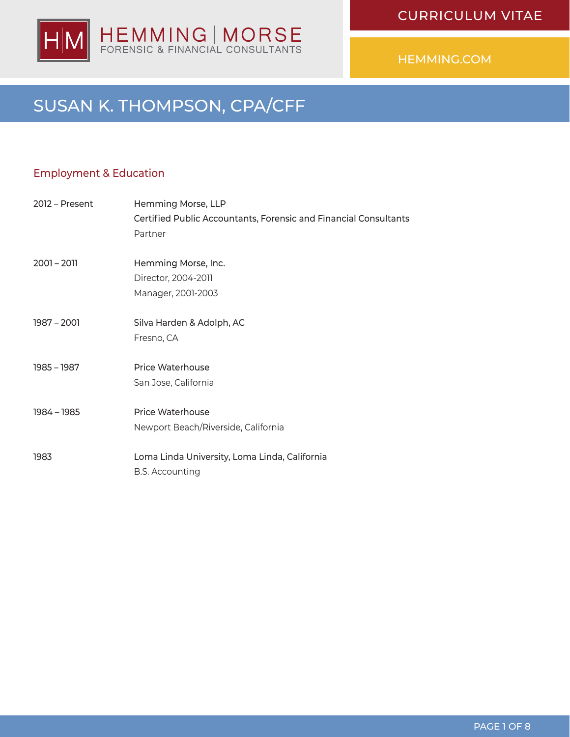HEMMING | MORSE
FORENSIC & FINANCIAL CONSULTANTS

CURRICULUM VITAE

HEMMING.COM

# SUSAN K. THOMPSON, CPA/CFF

## Employment & Education

| | |
|---|---|
| 2012 – Present | Hemming Morse, LLP<br>Certified Public Accountants, Forensic and Financial Consultants<br>Partner |
| 2001 – 2011 | Hemming Morse, Inc.<br>Director, 2004-2011<br>Manager, 2001-2003 |
| 1987 – 2001 | Silva Harden & Adolph, AC<br>Fresno, CA |
| 1985 – 1987 | Price Waterhouse<br>San Jose, California |
| 1984 – 1985 | Price Waterhouse<br>Newport Beach/Riverside, California |
| 1983 | Loma Linda University, Loma Linda, California<br>B.S. Accounting |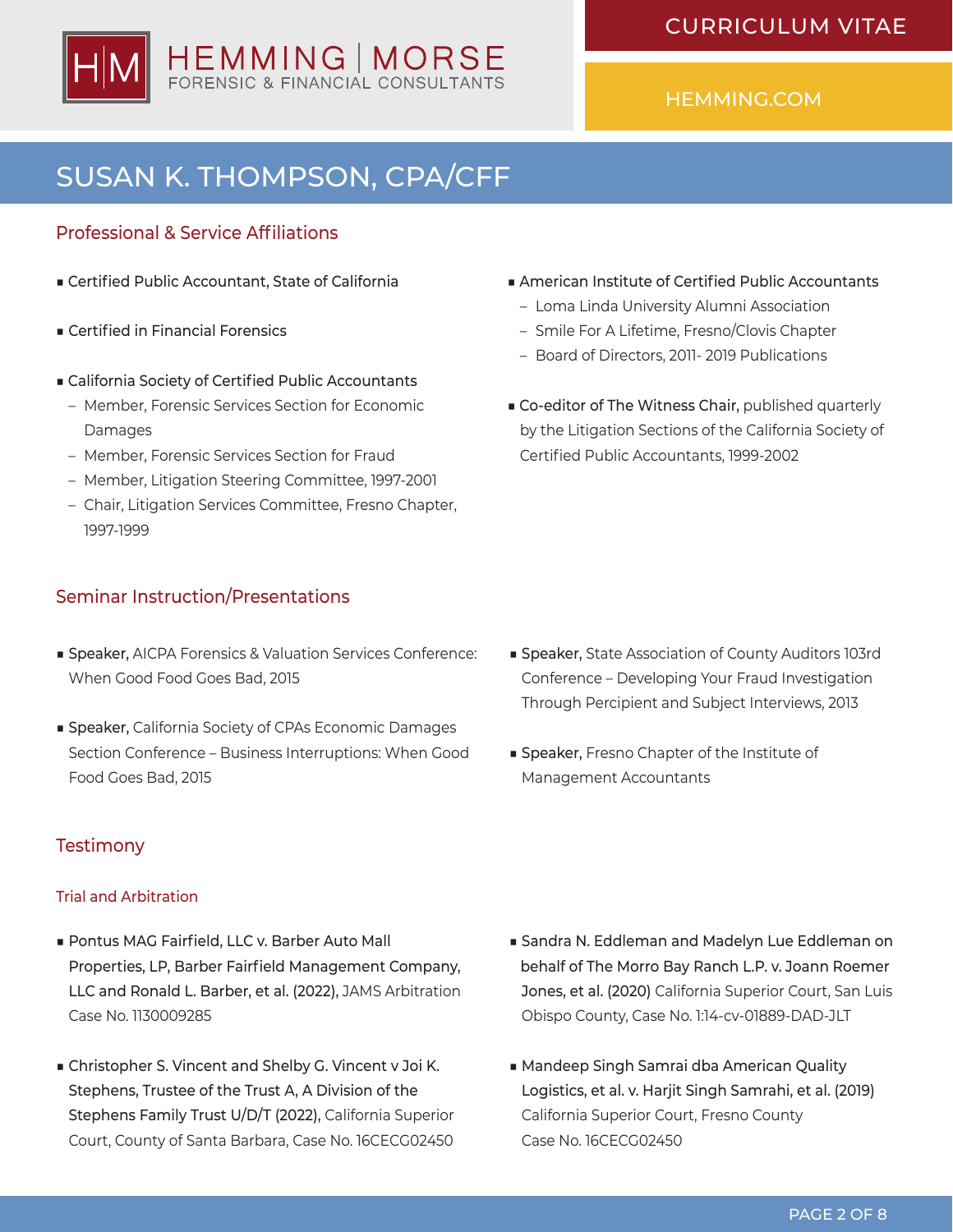# SUSAN K. THOMPSON, CPA/CFF

## Professional & Service Affiliations

- Certified Public Accountant, State of California
- Certified in Financial Forensics
- California Society of Certified Public Accountants
  - Member, Forensic Services Section for Economic Damages
  - Member, Forensic Services Section for Fraud
  - Member, Litigation Steering Committee, 1997-2001
  - Chair, Litigation Services Committee, Fresno Chapter, 1997-1999
- American Institute of Certified Public Accountants
  - Loma Linda University Alumni Association
  - Smile For A Lifetime, Fresno/Clovis Chapter
  - Board of Directors, 2011- 2019 Publications
- **Co-editor of The Witness Chair,** published quarterly by the Litigation Sections of the California Society of Certified Public Accountants, 1999-2002

## Seminar Instruction/Presentations

- **Speaker,** AICPA Forensics & Valuation Services Conference: When Good Food Goes Bad, 2015
- **Speaker,** California Society of CPAs Economic Damages Section Conference – Business Interruptions: When Good Food Goes Bad, 2015
- **Speaker,** State Association of County Auditors 103rd Conference – Developing Your Fraud Investigation Through Percipient and Subject Interviews, 2013
- **Speaker,** Fresno Chapter of the Institute of Management Accountants

## Testimony

### Trial and Arbitration

- **Pontus MAG Fairfield, LLC v. Barber Auto Mall Properties, LP, Barber Fairfield Management Company, LLC and Ronald L. Barber, et al. (2022),** JAMS Arbitration Case No. 1130009285
- **Christopher S. Vincent and Shelby G. Vincent v Joi K. Stephens, Trustee of the Trust A, A Division of the Stephens Family Trust U/D/T (2022),** California Superior Court, County of Santa Barbara, Case No. 16CECG02450
- **Sandra N. Eddleman and Madelyn Lue Eddleman on behalf of The Morro Bay Ranch L.P. v. Joann Roemer Jones, et al. (2020)** California Superior Court, San Luis Obispo County, Case No. 1:14-cv-01889-DAD-JLT
- **Mandeep Singh Samrai dba American Quality Logistics, et al. v. Harjit Singh Samrahi, et al. (2019)** California Superior Court, Fresno County Case No. 16CECG02450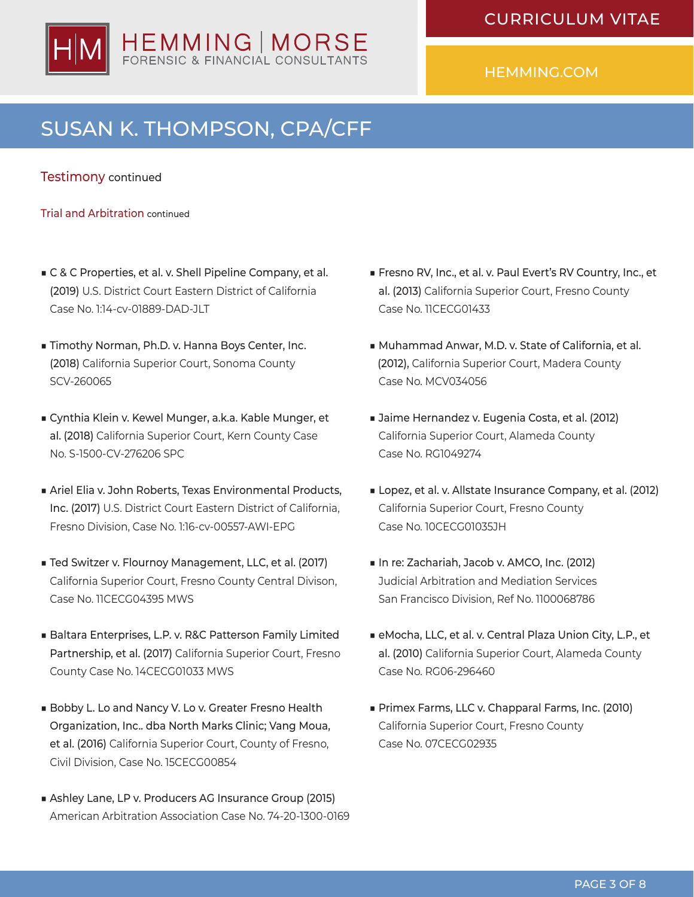# SUSAN K. THOMPSON, CPA/CFF

## Testimony continued

### Trial and Arbitration continued

- **C & C Properties, et al. v. Shell Pipeline Company, et al. (2019)** U.S. District Court Eastern District of California Case No. 1:14-cv-01889-DAD-JLT
- **Timothy Norman, Ph.D. v. Hanna Boys Center, Inc. (2018)** California Superior Court, Sonoma County SCV-260065
- **Cynthia Klein v. Kewel Munger, a.k.a. Kable Munger, et al. (2018)** California Superior Court, Kern County Case No. S-1500-CV-276206 SPC
- **Ariel Elia v. John Roberts, Texas Environmental Products, Inc. (2017)** U.S. District Court Eastern District of California, Fresno Division, Case No. 1:16-cv-00557-AWI-EPG
- **Ted Switzer v. Flournoy Management, LLC, et al. (2017)** California Superior Court, Fresno County Central Divison, Case No. 11CECG04395 MWS
- **Baltara Enterprises, L.P. v. R&C Patterson Family Limited Partnership, et al. (2017)** California Superior Court, Fresno County Case No. 14CECG01033 MWS
- **Bobby L. Lo and Nancy V. Lo v. Greater Fresno Health Organization, Inc.. dba North Marks Clinic; Vang Moua, et al. (2016)** California Superior Court, County of Fresno, Civil Division, Case No. 15CECG00854
- **Ashley Lane, LP v. Producers AG Insurance Group (2015)** American Arbitration Association Case No. 74-20-1300-0169
- **Fresno RV, Inc., et al. v. Paul Evert's RV Country, Inc., et al. (2013)** California Superior Court, Fresno County Case No. 11CECG01433
- **Muhammad Anwar, M.D. v. State of California, et al. (2012),** California Superior Court, Madera County Case No. MCV034056
- **Jaime Hernandez v. Eugenia Costa, et al. (2012)** California Superior Court, Alameda County Case No. RG1049274
- **Lopez, et al. v. Allstate Insurance Company, et al. (2012)** California Superior Court, Fresno County Case No. 10CECG01035JH
- **In re: Zachariah, Jacob v. AMCO, Inc. (2012)** Judicial Arbitration and Mediation Services San Francisco Division, Ref No. 1100068786
- **eMocha, LLC, et al. v. Central Plaza Union City, L.P., et al. (2010)** California Superior Court, Alameda County Case No. RG06-296460
- **Primex Farms, LLC v. Chapparal Farms, Inc. (2010)** California Superior Court, Fresno County Case No. 07CECG02935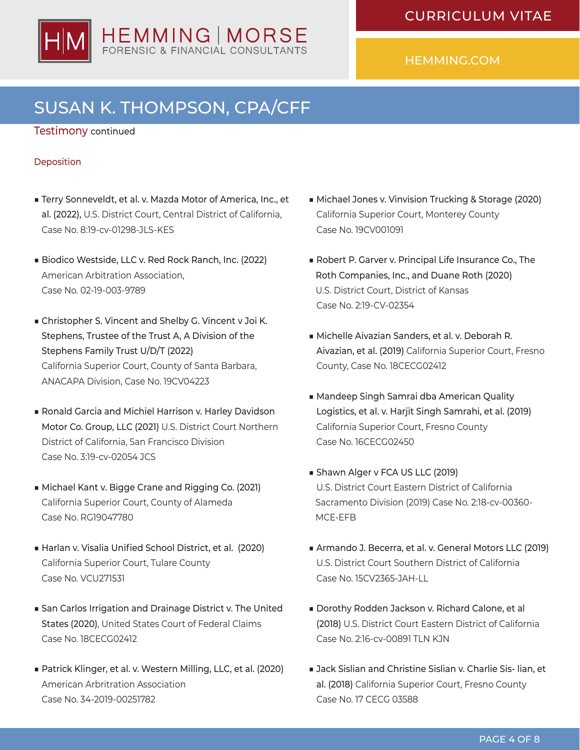# SUSAN K. THOMPSON, CPA/CFF

## Testimony continued

### Deposition

- **Terry Sonneveldt, et al. v. Mazda Motor of America, Inc., et al. (2022),** U.S. District Court, Central District of California, Case No. 8:19-cv-01298-JLS-KES
- **Biodico Westside, LLC v. Red Rock Ranch, Inc. (2022)** American Arbitration Association, Case No. 02-19-003-9789
- **Christopher S. Vincent and Shelby G. Vincent v Joi K. Stephens, Trustee of the Trust A, A Division of the Stephens Family Trust U/D/T (2022)** California Superior Court, County of Santa Barbara, ANACAPA Division, Case No. 19CV04223
- **Ronald Garcia and Michiel Harrison v. Harley Davidson Motor Co. Group, LLC (2021)** U.S. District Court Northern District of California, San Francisco Division Case No. 3:19-cv-02054 JCS
- **Michael Kant v. Bigge Crane and Rigging Co. (2021)** California Superior Court, County of Alameda Case No. RG19047780
- **Harlan v. Visalia Unified School District, et al. (2020)** California Superior Court, Tulare County Case No. VCU271531
- **San Carlos Irrigation and Drainage District v. The United States (2020)**, United States Court of Federal Claims Case No. 18CECG02412
- **Patrick Klinger, et al. v. Western Milling, LLC, et al. (2020)** American Arbitration Association Case No. 34-2019-00251782
- **Michael Jones v. Vinvision Trucking & Storage (2020)** California Superior Court, Monterey County Case No. 19CV001091
- **Robert P. Garver v. Principal Life Insurance Co., The Roth Companies, Inc., and Duane Roth (2020)** U.S. District Court, District of Kansas Case No. 2:19-CV-02354
- **Michelle Aivazian Sanders, et al. v. Deborah R. Aivazian, et al. (2019)** California Superior Court, Fresno County, Case No. 18CECG02412
- **Mandeep Singh Samrai dba American Quality Logistics, et al. v. Harjit Singh Samrahi, et al. (2019)** California Superior Court, Fresno County Case No. 16CECG02450
- **Shawn Alger v FCA US LLC (2019)** U.S. District Court Eastern District of California Sacramento Division (2019) Case No. 2:18-cv-00360-MCE-EFB
- **Armando J. Becerra, et al. v. General Motors LLC (2019)** U.S. District Court Southern District of California Case No. 15CV2365-JAH-LL
- **Dorothy Rodden Jackson v. Richard Calone, et al (2018)** U.S. District Court Eastern District of California Case No. 2:16-cv-00891 TLN KJN
- **Jack Sislian and Christine Sislian v. Charlie Sis- lian, et al. (2018)** California Superior Court, Fresno County Case No. 17 CECG 03588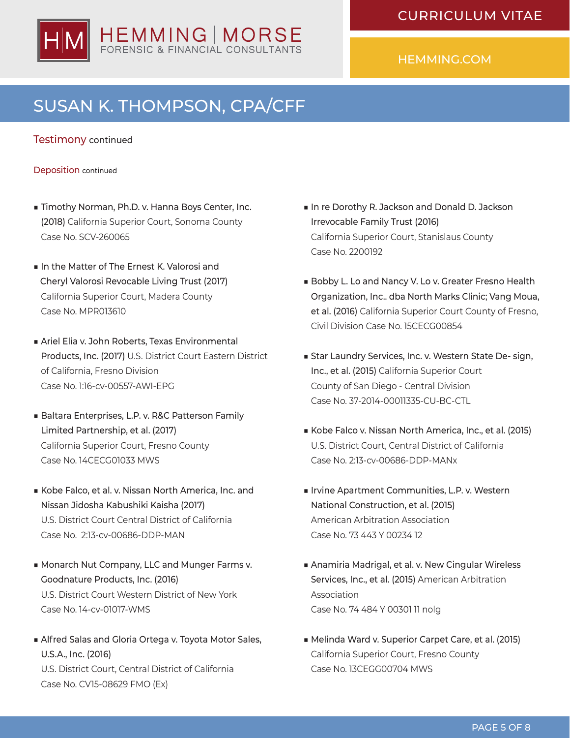# SUSAN K. THOMPSON, CPA/CFF

## Testimony continued

### Deposition continued

- **Timothy Norman, Ph.D. v. Hanna Boys Center, Inc. (2018)** California Superior Court, Sonoma County Case No. SCV-260065
- **In the Matter of The Ernest K. Valorosi and Cheryl Valorosi Revocable Living Trust (2017)** California Superior Court, Madera County Case No. MPR013610
- **Ariel Elia v. John Roberts, Texas Environmental Products, Inc. (2017)** U.S. District Court Eastern District of California, Fresno Division Case No. 1:16-cv-00557-AWI-EPG
- **Baltara Enterprises, L.P. v. R&C Patterson Family Limited Partnership, et al. (2017)** California Superior Court, Fresno County Case No. 14CECG01033 MWS
- **Kobe Falco, et al. v. Nissan North America, Inc. and Nissan Jidosha Kabushiki Kaisha (2017)** U.S. District Court Central District of California Case No. 2:13-cv-00686-DDP-MAN
- **Monarch Nut Company, LLC and Munger Farms v. Goodnature Products, Inc. (2016)** U.S. District Court Western District of New York Case No. 14-cv-01017-WMS
- **Alfred Salas and Gloria Ortega v. Toyota Motor Sales, U.S.A., Inc. (2016)** U.S. District Court, Central District of California Case No. CV15-08629 FMO (Ex)
- **In re Dorothy R. Jackson and Donald D. Jackson Irrevocable Family Trust (2016)** California Superior Court, Stanislaus County Case No. 2200192
- **Bobby L. Lo and Nancy V. Lo v. Greater Fresno Health Organization, Inc.. dba North Marks Clinic; Vang Moua, et al. (2016)** California Superior Court County of Fresno, Civil Division Case No. 15CECG00854
- **Star Laundry Services, Inc. v. Western State De- sign, Inc., et al. (2015)** California Superior Court County of San Diego - Central Division Case No. 37-2014-00011335-CU-BC-CTL
- **Kobe Falco v. Nissan North America, Inc., et al. (2015)** U.S. District Court, Central District of California Case No. 2:13-cv-00686-DDP-MANx
- **Irvine Apartment Communities, L.P. v. Western National Construction, et al. (2015)** American Arbitration Association Case No. 73 443 Y 00234 12
- **Anamiria Madrigal, et al. v. New Cingular Wireless Services, Inc., et al. (2015)** American Arbitration Association Case No. 74 484 Y 00301 11 nolg
- **Melinda Ward v. Superior Carpet Care, et al. (2015)** California Superior Court, Fresno County Case No. 13CEGG00704 MWS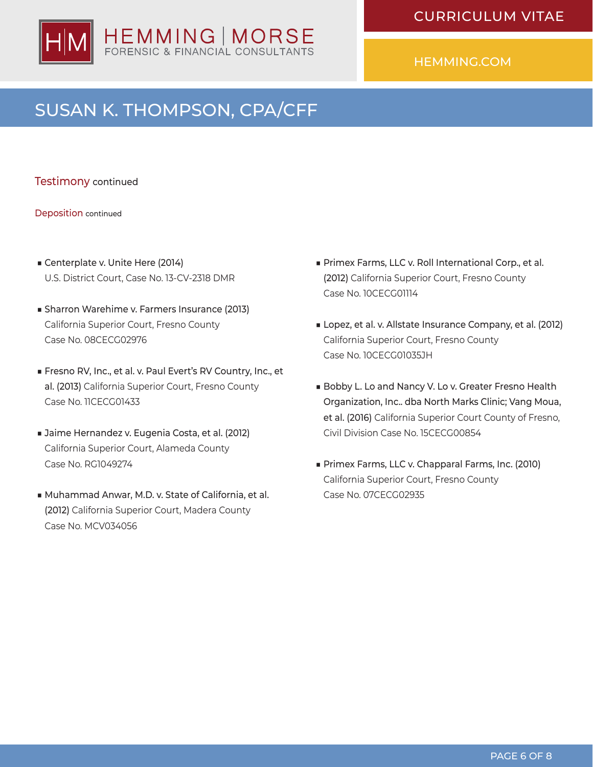## Testimony continued

### Deposition continued

- **Centerplate v. Unite Here (2014)**
  U.S. District Court, Case No. 13-CV-2318 DMR

- **Sharron Warehime v. Farmers Insurance (2013)**
  California Superior Court, Fresno County
  Case No. 08CECG02976

- **Fresno RV, Inc., et al. v. Paul Evert's RV Country, Inc., et al. (2013)** California Superior Court, Fresno County
  Case No. 11CECG01433

- **Jaime Hernandez v. Eugenia Costa, et al. (2012)**
  California Superior Court, Alameda County
  Case No. RG1049274

- **Muhammad Anwar, M.D. v. State of California, et al. (2012)** California Superior Court, Madera County
  Case No. MCV034056

- **Primex Farms, LLC v. Roll International Corp., et al. (2012)** California Superior Court, Fresno County
  Case No. 10CECG01114

- **Lopez, et al. v. Allstate Insurance Company, et al. (2012)**
  California Superior Court, Fresno County
  Case No. 10CECG01035JH

- **Bobby L. Lo and Nancy V. Lo v. Greater Fresno Health Organization, Inc.. dba North Marks Clinic; Vang Moua, et al. (2016)** California Superior Court County of Fresno, Civil Division Case No. 15CECG00854

- **Primex Farms, LLC v. Chapparal Farms, Inc. (2010)**
  California Superior Court, Fresno County
  Case No. 07CECG02935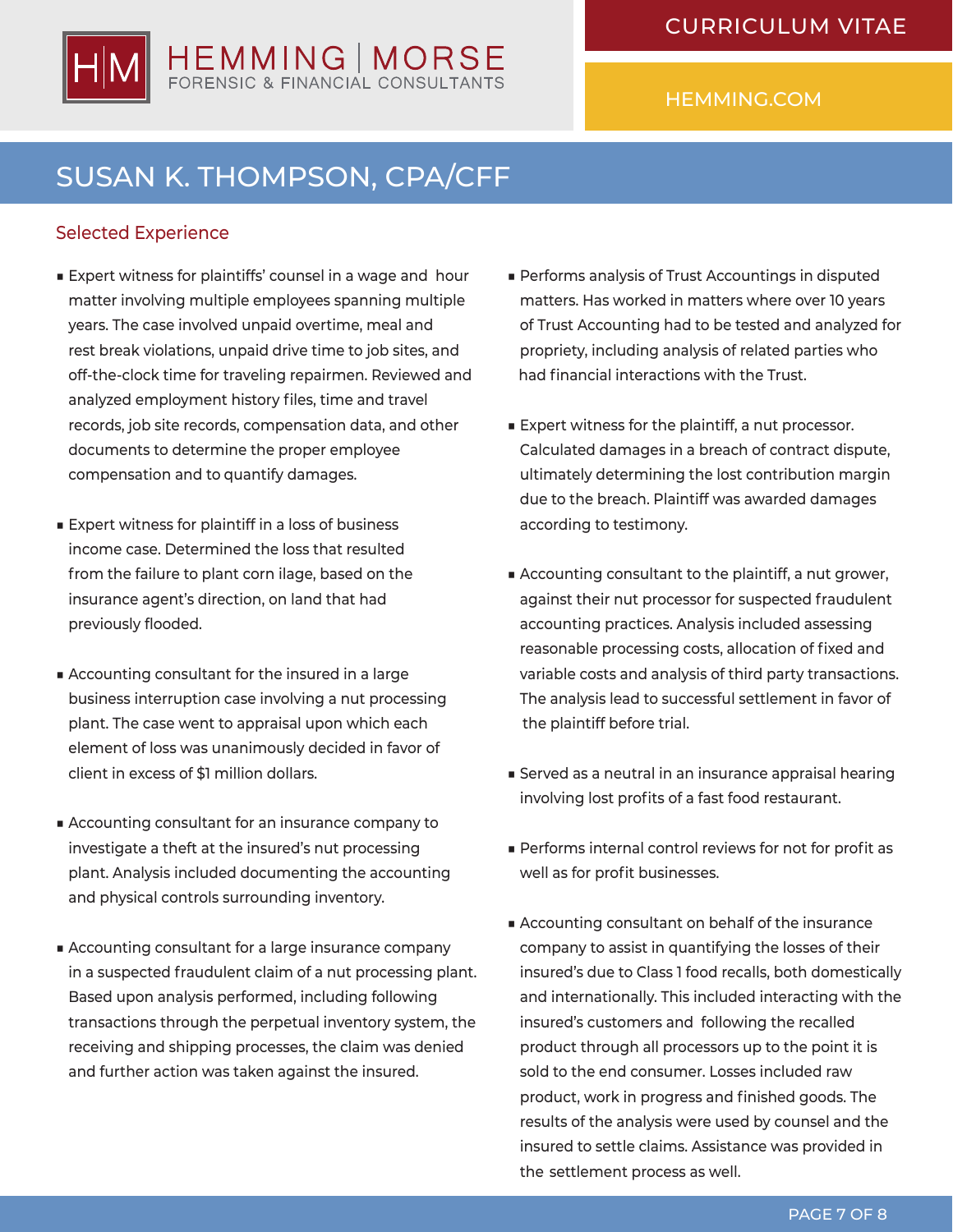# SUSAN K. THOMPSON, CPA/CFF

## Selected Experience

- Expert witness for plaintiffs' counsel in a wage and hour matter involving multiple employees spanning multiple years. The case involved unpaid overtime, meal and rest break violations, unpaid drive time to job sites, and off-the-clock time for traveling repairmen. Reviewed and analyzed employment history files, time and travel records, job site records, compensation data, and other documents to determine the proper employee compensation and to quantify damages.

- Expert witness for plaintiff in a loss of business income case. Determined the loss that resulted from the failure to plant corn ilage, based on the insurance agent's direction, on land that had previously flooded.

- Accounting consultant for the insured in a large business interruption case involving a nut processing plant. The case went to appraisal upon which each element of loss was unanimously decided in favor of client in excess of $1 million dollars.

- Accounting consultant for an insurance company to investigate a theft at the insured's nut processing plant. Analysis included documenting the accounting and physical controls surrounding inventory.

- Accounting consultant for a large insurance company in a suspected fraudulent claim of a nut processing plant. Based upon analysis performed, including following transactions through the perpetual inventory system, the receiving and shipping processes, the claim was denied and further action was taken against the insured.

- Performs analysis of Trust Accountings in disputed matters. Has worked in matters where over 10 years of Trust Accounting had to be tested and analyzed for propriety, including analysis of related parties who had financial interactions with the Trust.

- Expert witness for the plaintiff, a nut processor. Calculated damages in a breach of contract dispute, ultimately determining the lost contribution margin due to the breach. Plaintiff was awarded damages according to testimony.

- Accounting consultant to the plaintiff, a nut grower, against their nut processor for suspected fraudulent accounting practices. Analysis included assessing reasonable processing costs, allocation of fixed and variable costs and analysis of third party transactions. The analysis lead to successful settlement in favor of the plaintiff before trial.

- Served as a neutral in an insurance appraisal hearing involving lost profits of a fast food restaurant.

- Performs internal control reviews for not for profit as well as for profit businesses.

- Accounting consultant on behalf of the insurance company to assist in quantifying the losses of their insured's due to Class 1 food recalls, both domestically and internationally. This included interacting with the insured's customers and following the recalled product through all processors up to the point it is sold to the end consumer. Losses included raw product, work in progress and finished goods. The results of the analysis were used by counsel and the insured to settle claims. Assistance was provided in the settlement process as well.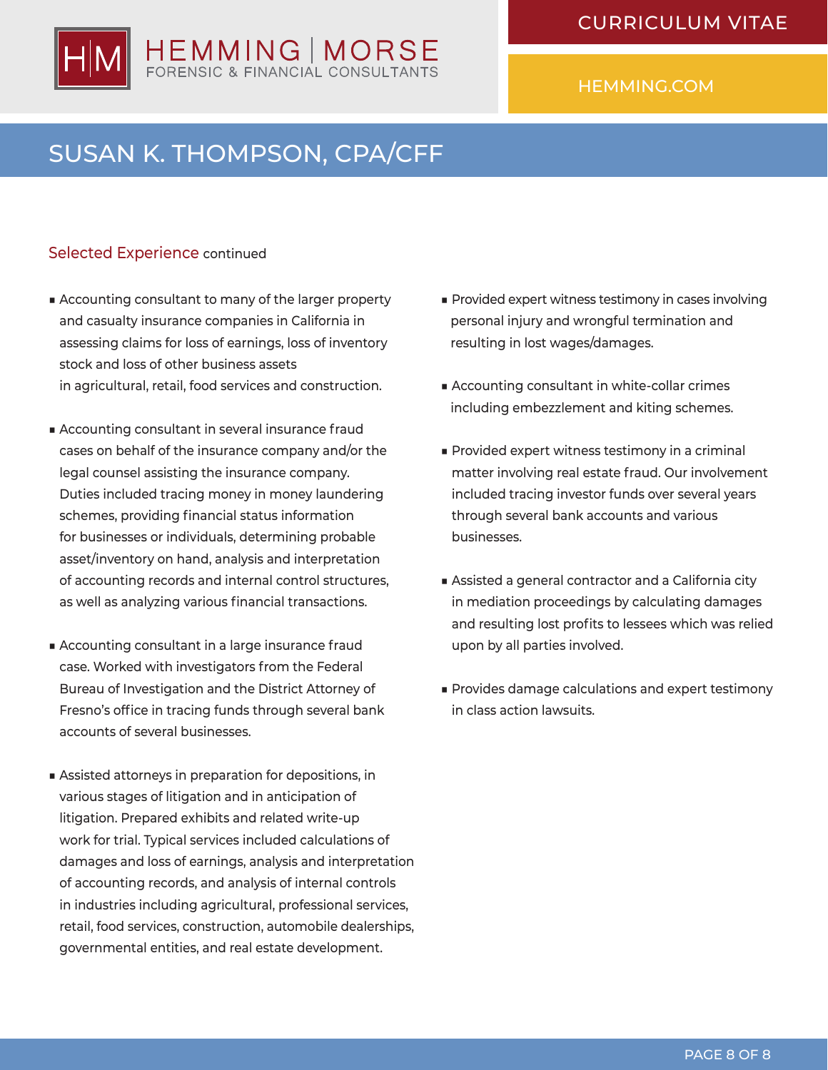# SUSAN K. THOMPSON, CPA/CFF

## Selected Experience continued

- Accounting consultant to many of the larger property and casualty insurance companies in California in assessing claims for loss of earnings, loss of inventory stock and loss of other business assets in agricultural, retail, food services and construction.
- Accounting consultant in several insurance fraud cases on behalf of the insurance company and/or the legal counsel assisting the insurance company. Duties included tracing money in money laundering schemes, providing financial status information for businesses or individuals, determining probable asset/inventory on hand, analysis and interpretation of accounting records and internal control structures, as well as analyzing various financial transactions.
- Accounting consultant in a large insurance fraud case. Worked with investigators from the Federal Bureau of Investigation and the District Attorney of Fresno's office in tracing funds through several bank accounts of several businesses.
- Assisted attorneys in preparation for depositions, in various stages of litigation and in anticipation of litigation. Prepared exhibits and related write-up work for trial. Typical services included calculations of damages and loss of earnings, analysis and interpretation of accounting records, and analysis of internal controls in industries including agricultural, professional services, retail, food services, construction, automobile dealerships, governmental entities, and real estate development.
- Provided expert witness testimony in cases involving personal injury and wrongful termination and resulting in lost wages/damages.
- Accounting consultant in white-collar crimes including embezzlement and kiting schemes.
- Provided expert witness testimony in a criminal matter involving real estate fraud. Our involvement included tracing investor funds over several years through several bank accounts and various businesses.
- Assisted a general contractor and a California city in mediation proceedings by calculating damages and resulting lost profits to lessees which was relied upon by all parties involved.
- Provides damage calculations and expert testimony in class action lawsuits.